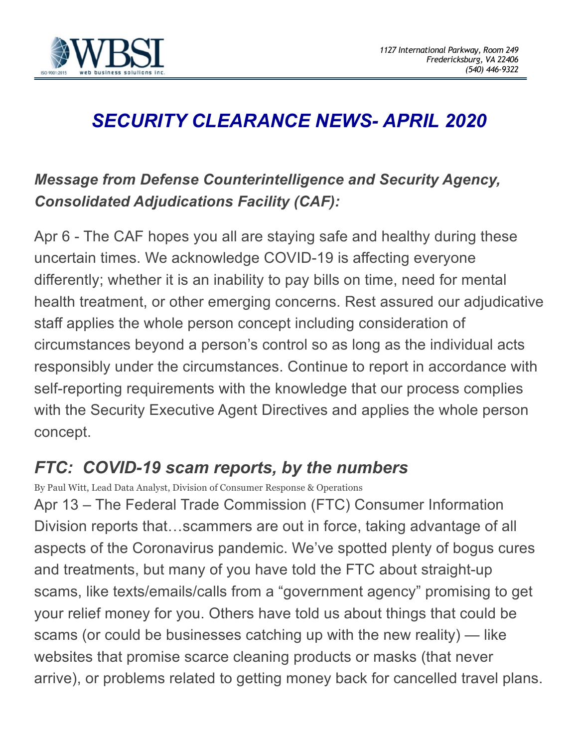1127 International Parkway, Room 249
Fredericksburg, VA 22406
(540) 446-9322

# *SECURITY CLEARANCE NEWS- APRIL 2020*

## *Message from Defense Counterintelligence and Security Agency, Consolidated Adjudications Facility (CAF):*

Apr 6 - The CAF hopes you all are staying safe and healthy during these uncertain times. We acknowledge COVID-19 is affecting everyone differently; whether it is an inability to pay bills on time, need for mental health treatment, or other emerging concerns. Rest assured our adjudicative staff applies the whole person concept including consideration of circumstances beyond a person's control so as long as the individual acts responsibly under the circumstances. Continue to report in accordance with self-reporting requirements with the knowledge that our process complies with the Security Executive Agent Directives and applies the whole person concept.

## *FTC: COVID-19 scam reports, by the numbers*

By Paul Witt, Lead Data Analyst, Division of Consumer Response & Operations

Apr 13 – The Federal Trade Commission (FTC) Consumer Information Division reports that…scammers are out in force, taking advantage of all aspects of the Coronavirus pandemic. We've spotted plenty of bogus cures and treatments, but many of you have told the FTC about straight-up scams, like texts/emails/calls from a "government agency" promising to get your relief money for you. Others have told us about things that could be scams (or could be businesses catching up with the new reality) — like websites that promise scarce cleaning products or masks (that never arrive), or problems related to getting money back for cancelled travel plans.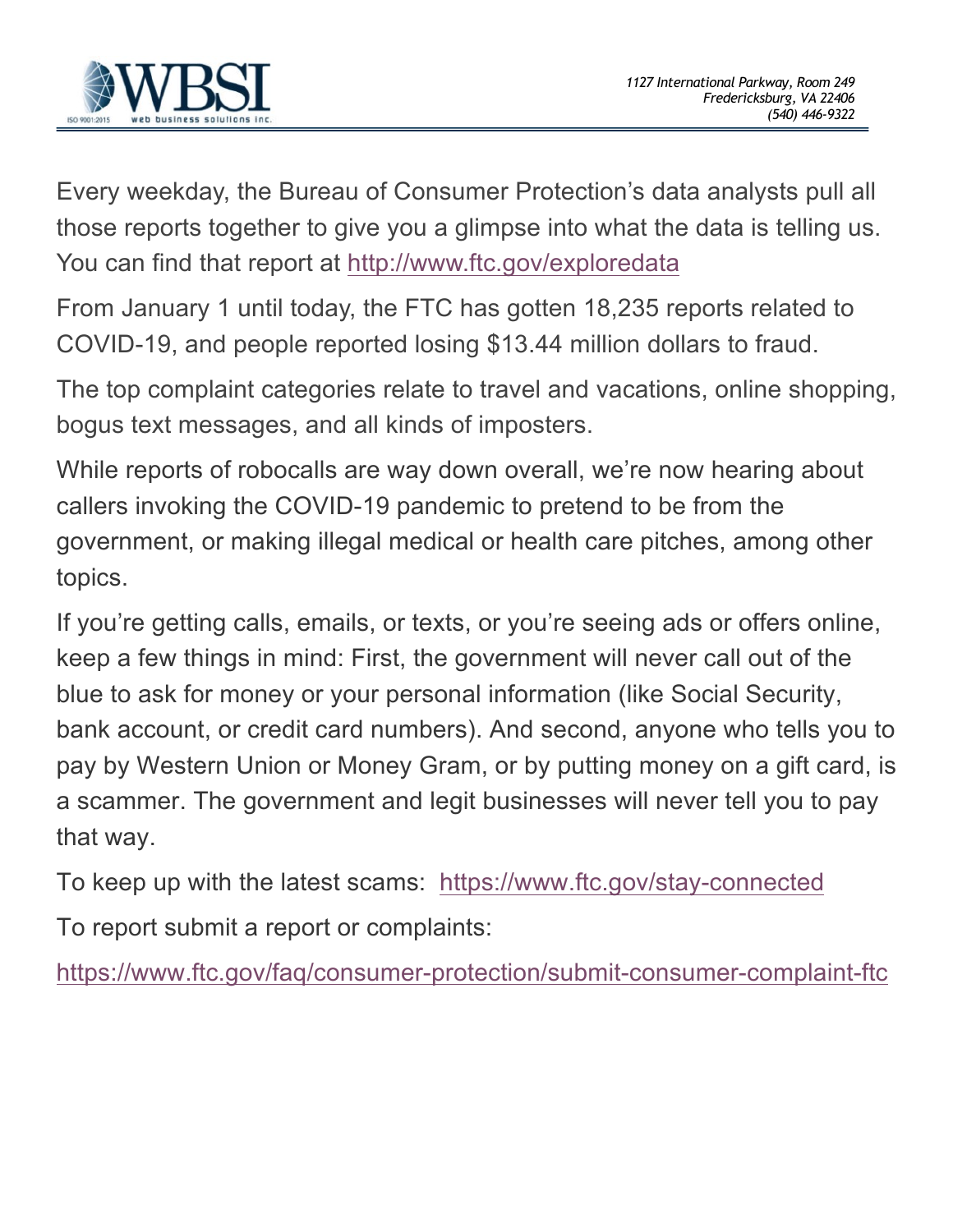Every weekday, the Bureau of Consumer Protection's data analysts pull all those reports together to give you a glimpse into what the data is telling us. You can find that report at http://www.ftc.gov/exploredata

From January 1 until today, the FTC has gotten 18,235 reports related to COVID-19, and people reported losing $13.44 million dollars to fraud.

The top complaint categories relate to travel and vacations, online shopping, bogus text messages, and all kinds of imposters.

While reports of robocalls are way down overall, we're now hearing about callers invoking the COVID-19 pandemic to pretend to be from the government, or making illegal medical or health care pitches, among other topics.

If you're getting calls, emails, or texts, or you're seeing ads or offers online, keep a few things in mind: First, the government will never call out of the blue to ask for money or your personal information (like Social Security, bank account, or credit card numbers). And second, anyone who tells you to pay by Western Union or Money Gram, or by putting money on a gift card, is a scammer. The government and legit businesses will never tell you to pay that way.

To keep up with the latest scams: https://www.ftc.gov/stay-connected

To report submit a report or complaints:

https://www.ftc.gov/faq/consumer-protection/submit-consumer-complaint-ftc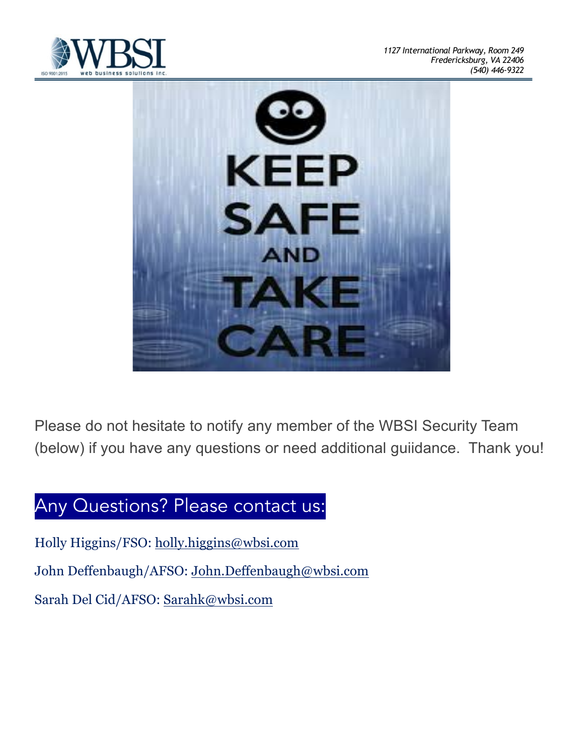KEEP SAFE AND TAKE CARE

Please do not hesitate to notify any member of the WBSI Security Team (below) if you have any questions or need additional guiidance. Thank you!

## Any Questions? Please contact us:

Holly Higgins/FSO: holly.higgins@wbsi.com

John Deffenbaugh/AFSO: John.Deffenbaugh@wbsi.com

Sarah Del Cid/AFSO: Sarahk@wbsi.com